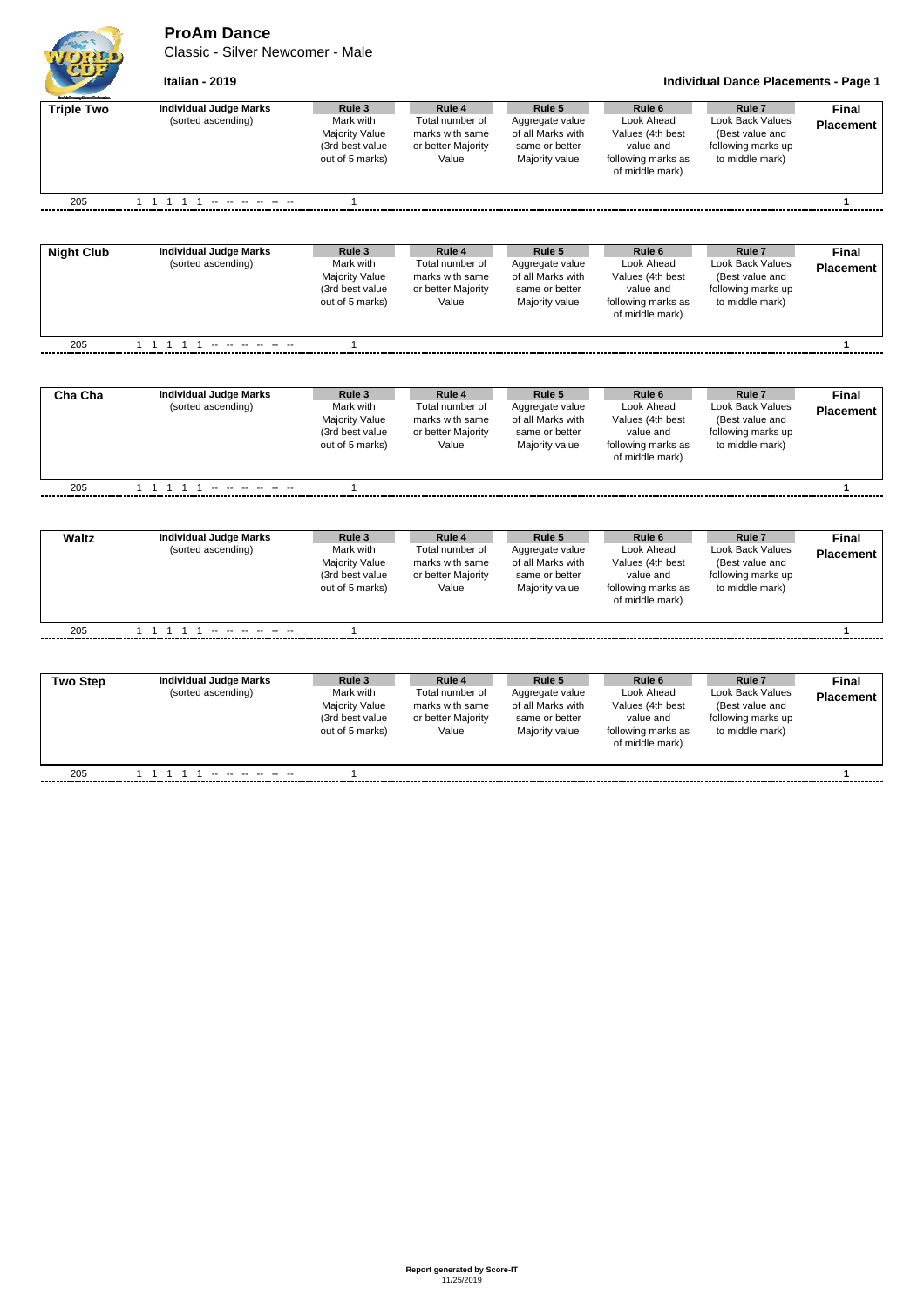# ProAm Dance

Classic - Silver Newcomer - Male

**Italian - 2019**

**Individual Dance Placements - Page 1**

| Triple Two | Individual Judge Marks (sorted ascending) | Rule 3 Mark with Majority Value (3rd best value out of 5 marks) | Rule 4 Total number of marks with same or better Majority Value | Rule 5 Aggregate value of all Marks with same or better Majority value | Rule 6 Look Ahead Values (4th best value and following marks as of middle mark) | Rule 7 Look Back Values (Best value and following marks up to middle mark) | Final Placement |
|---|---|---|---|---|---|---|---|
| 205 | 1 1 1 1 1 -- -- -- -- -- -- | 1 | | | | | **1** |

| Night Club | Individual Judge Marks (sorted ascending) | Rule 3 Mark with Majority Value (3rd best value out of 5 marks) | Rule 4 Total number of marks with same or better Majority Value | Rule 5 Aggregate value of all Marks with same or better Majority value | Rule 6 Look Ahead Values (4th best value and following marks as of middle mark) | Rule 7 Look Back Values (Best value and following marks up to middle mark) | Final Placement |
|---|---|---|---|---|---|---|---|
| 205 | 1 1 1 1 1 -- -- -- -- -- -- | 1 | | | | | **1** |

| Cha Cha | Individual Judge Marks (sorted ascending) | Rule 3 Mark with Majority Value (3rd best value out of 5 marks) | Rule 4 Total number of marks with same or better Majority Value | Rule 5 Aggregate value of all Marks with same or better Majority value | Rule 6 Look Ahead Values (4th best value and following marks as of middle mark) | Rule 7 Look Back Values (Best value and following marks up to middle mark) | Final Placement |
|---|---|---|---|---|---|---|---|
| 205 | 1 1 1 1 1 -- -- -- -- -- -- | 1 | | | | | **1** |

| Waltz | Individual Judge Marks (sorted ascending) | Rule 3 Mark with Majority Value (3rd best value out of 5 marks) | Rule 4 Total number of marks with same or better Majority Value | Rule 5 Aggregate value of all Marks with same or better Majority value | Rule 6 Look Ahead Values (4th best value and following marks as of middle mark) | Rule 7 Look Back Values (Best value and following marks up to middle mark) | Final Placement |
|---|---|---|---|---|---|---|---|
| 205 | 1 1 1 1 1 -- -- -- -- -- -- | 1 | | | | | **1** |

| Two Step | Individual Judge Marks (sorted ascending) | Rule 3 Mark with Majority Value (3rd best value out of 5 marks) | Rule 4 Total number of marks with same or better Majority Value | Rule 5 Aggregate value of all Marks with same or better Majority value | Rule 6 Look Ahead Values (4th best value and following marks as of middle mark) | Rule 7 Look Back Values (Best value and following marks up to middle mark) | Final Placement |
|---|---|---|---|---|---|---|---|
| 205 | 1 1 1 1 1 -- -- -- -- -- -- | 1 | | | | | **1** |

**Report generated by Score-IT**
11/25/2019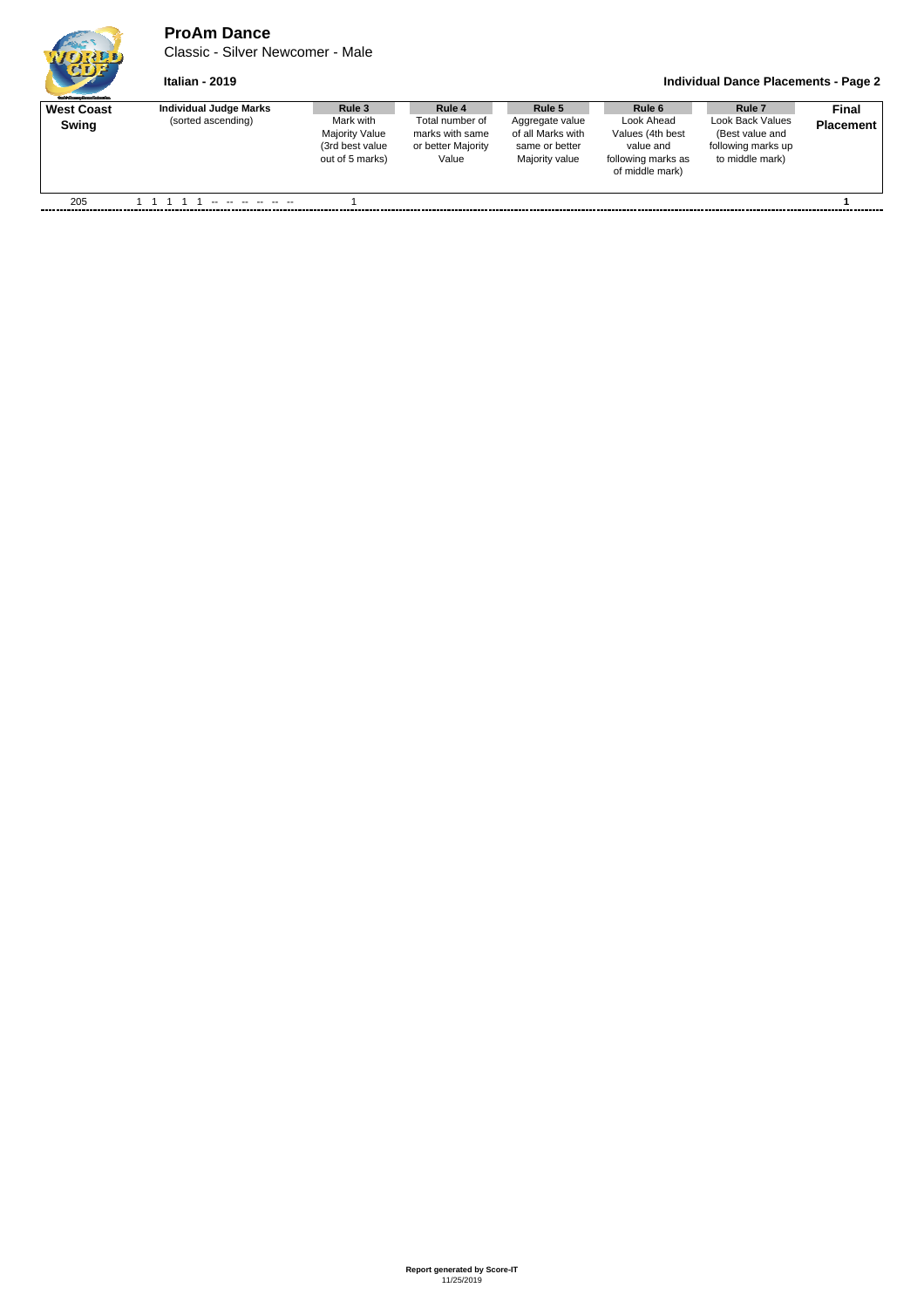# ProAm Dance

Classic - Silver Newcomer - Male

**Italian - 2019**

**Individual Dance Placements - Page 2**

| **West Coast Swing** | **Individual Judge Marks** (sorted ascending) | **Rule 3** Mark with Majority Value (3rd best value out of 5 marks) | **Rule 4** Total number of marks with same or better Majority Value | **Rule 5** Aggregate value of all Marks with same or better Majority value | **Rule 6** Look Ahead Values (4th best value and following marks as of middle mark) | **Rule 7** Look Back Values (Best value and following marks up to middle mark) | **Final Placement** |
|---|---|---|---|---|---|---|---|
| 205 | 1 1 1 1 1 -- -- -- -- -- -- | 1 | | | | | **1** |

**Report generated by Score-IT**
11/25/2019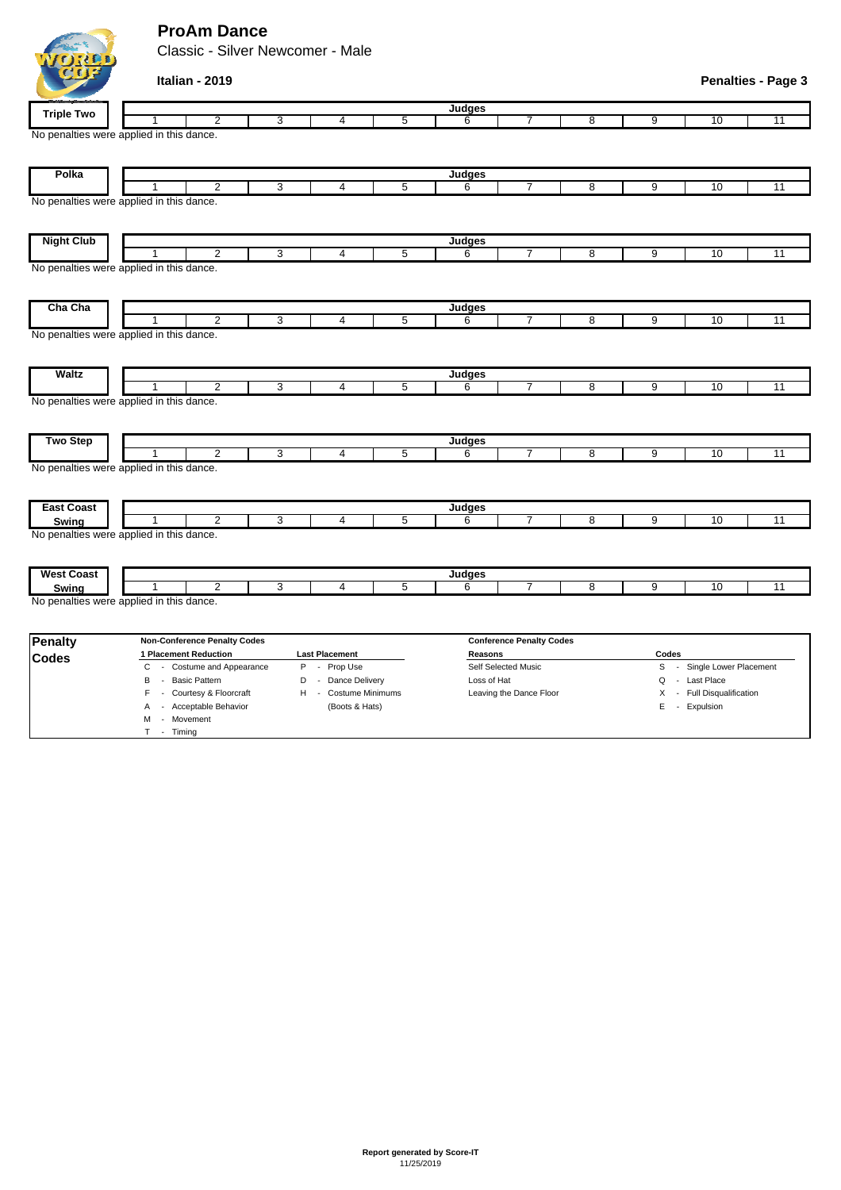# ProAm Dance

Classic - Silver Newcomer - Male

**Italian - 2019**

**Penalties - Page 3**

| Triple Two | Judges | | | | | | | | | | |
|---|---|---|---|---|---|---|---|---|---|---|---|
| | 1 | 2 | 3 | 4 | 5 | 6 | 7 | 8 | 9 | 10 | 11 |

No penalties were applied in this dance.

| Polka | Judges | | | | | | | | | | |
|---|---|---|---|---|---|---|---|---|---|---|---|
| | 1 | 2 | 3 | 4 | 5 | 6 | 7 | 8 | 9 | 10 | 11 |

No penalties were applied in this dance.

| Night Club | Judges | | | | | | | | | | |
|---|---|---|---|---|---|---|---|---|---|---|---|
| | 1 | 2 | 3 | 4 | 5 | 6 | 7 | 8 | 9 | 10 | 11 |

No penalties were applied in this dance.

| Cha Cha | Judges | | | | | | | | | | |
|---|---|---|---|---|---|---|---|---|---|---|---|
| | 1 | 2 | 3 | 4 | 5 | 6 | 7 | 8 | 9 | 10 | 11 |

No penalties were applied in this dance.

| Waltz | Judges | | | | | | | | | | |
|---|---|---|---|---|---|---|---|---|---|---|---|
| | 1 | 2 | 3 | 4 | 5 | 6 | 7 | 8 | 9 | 10 | 11 |

No penalties were applied in this dance.

| Two Step | Judges | | | | | | | | | | |
|---|---|---|---|---|---|---|---|---|---|---|---|
| | 1 | 2 | 3 | 4 | 5 | 6 | 7 | 8 | 9 | 10 | 11 |

No penalties were applied in this dance.

| East Coast Swing | Judges | | | | | | | | | | |
|---|---|---|---|---|---|---|---|---|---|---|---|
| | 1 | 2 | 3 | 4 | 5 | 6 | 7 | 8 | 9 | 10 | 11 |

No penalties were applied in this dance.

| West Coast Swing | Judges | | | | | | | | | | |
|---|---|---|---|---|---|---|---|---|---|---|---|
| | 1 | 2 | 3 | 4 | 5 | 6 | 7 | 8 | 9 | 10 | 11 |

No penalties were applied in this dance.

## Penalty Codes

**Non-Conference Penalty Codes**

| 1 Placement Reduction | Last Placement |
|---|---|
| C - Costume and Appearance | P - Prop Use |
| B - Basic Pattern | D - Dance Delivery |
| F - Courtesy & Floorcraft | H - Costume Minimums (Boots & Hats) |
| A - Acceptable Behavior | |
| M - Movement | |
| T - Timing | |

**Conference Penalty Codes**

| Reasons | Codes |
|---|---|
| Self Selected Music | S - Single Lower Placement |
| Loss of Hat | Q - Last Place |
| Leaving the Dance Floor | X - Full Disqualification |
| | E - Expulsion |

**Report generated by Score-IT**
11/25/2019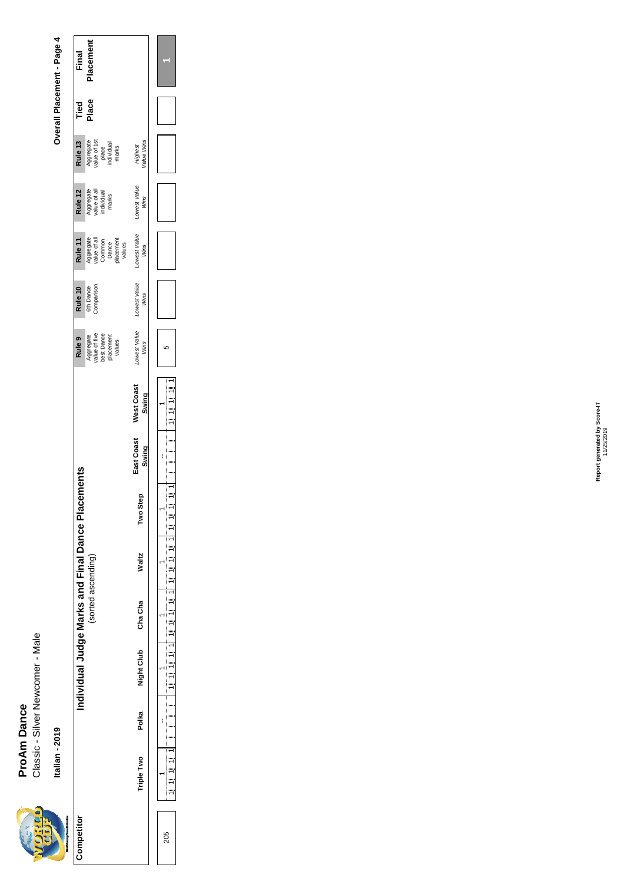# ProAm Dance

Classic - Silver Newcomer - Male

**Italian - 2019**

**Overall Placement - Page 4**

## Individual Judge Marks and Final Dance Placements

(sorted ascending)

| Competitor | Triple Two | Polka | Night Club | Cha Cha | Waltz | Two Step | East Coast Swing | West Coast Swing | Rule 9 Aggregate value of five best Dance placement values *Lowest Value Wins* | Rule 10 6th Dance Comparison *Lowest Value Wins* | Rule 11 Aggregate value of all Common Dance placement values *Lowest Value Wins* | Rule 12 Aggregate value of all individual marks *Lowest Value Wins* | Rule 13 Aggregate value of 1st place individual marks *Highest Value Wins* | Tied Place | Final Placement |
|---|---|---|---|---|---|---|---|---|---|---|---|---|---|---|---|
| 205 | 1 / 1 1 1 1 1 | -- | 1 / 1 1 1 1 1 | 1 / 1 1 1 1 1 | 1 / 1 1 1 1 1 | 1 / 1 1 1 1 1 | -- | 1 / 1 1 1 1 1 | 5 | | | | | | 1 |

**Report generated by Score-IT**
11/25/2019